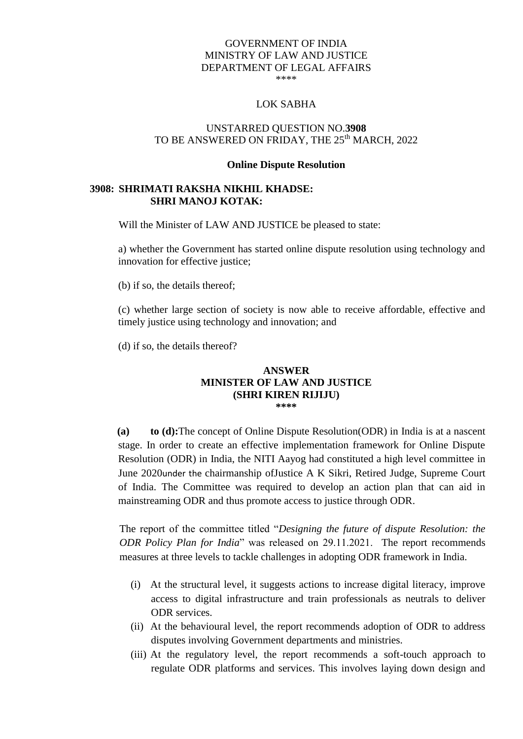GOVERNMENT OF INDIA
MINISTRY OF LAW AND JUSTICE
DEPARTMENT OF LEGAL AFFAIRS
\*\*\*\*

LOK SABHA

UNSTARRED QUESTION NO.**3908**
TO BE ANSWERED ON FRIDAY, THE 25th MARCH, 2022

**Online Dispute Resolution**

**3908: SHRIMATI RAKSHA NIKHIL KHADSE:**
**SHRI MANOJ KOTAK:**

Will the Minister of LAW AND JUSTICE be pleased to state:

a) whether the Government has started online dispute resolution using technology and innovation for effective justice;

(b) if so, the details thereof;

(c) whether large section of society is now able to receive affordable, effective and timely justice using technology and innovation; and

(d) if so, the details thereof?

**ANSWER**
**MINISTER OF LAW AND JUSTICE**
**(SHRI KIREN RIJIJU)**
**\*\*\*\***

**(a) to (d):**The concept of Online Dispute Resolution(ODR) in India is at a nascent stage. In order to create an effective implementation framework for Online Dispute Resolution (ODR) in India, the NITI Aayog had constituted a high level committee in June 2020under the chairmanship ofJustice A K Sikri, Retired Judge, Supreme Court of India. The Committee was required to develop an action plan that can aid in mainstreaming ODR and thus promote access to justice through ODR.

The report of the committee titled "*Designing the future of dispute Resolution: the ODR Policy Plan for India*" was released on 29.11.2021. The report recommends measures at three levels to tackle challenges in adopting ODR framework in India.

(i) At the structural level, it suggests actions to increase digital literacy, improve access to digital infrastructure and train professionals as neutrals to deliver ODR services.
(ii) At the behavioural level, the report recommends adoption of ODR to address disputes involving Government departments and ministries.
(iii) At the regulatory level, the report recommends a soft-touch approach to regulate ODR platforms and services. This involves laying down design and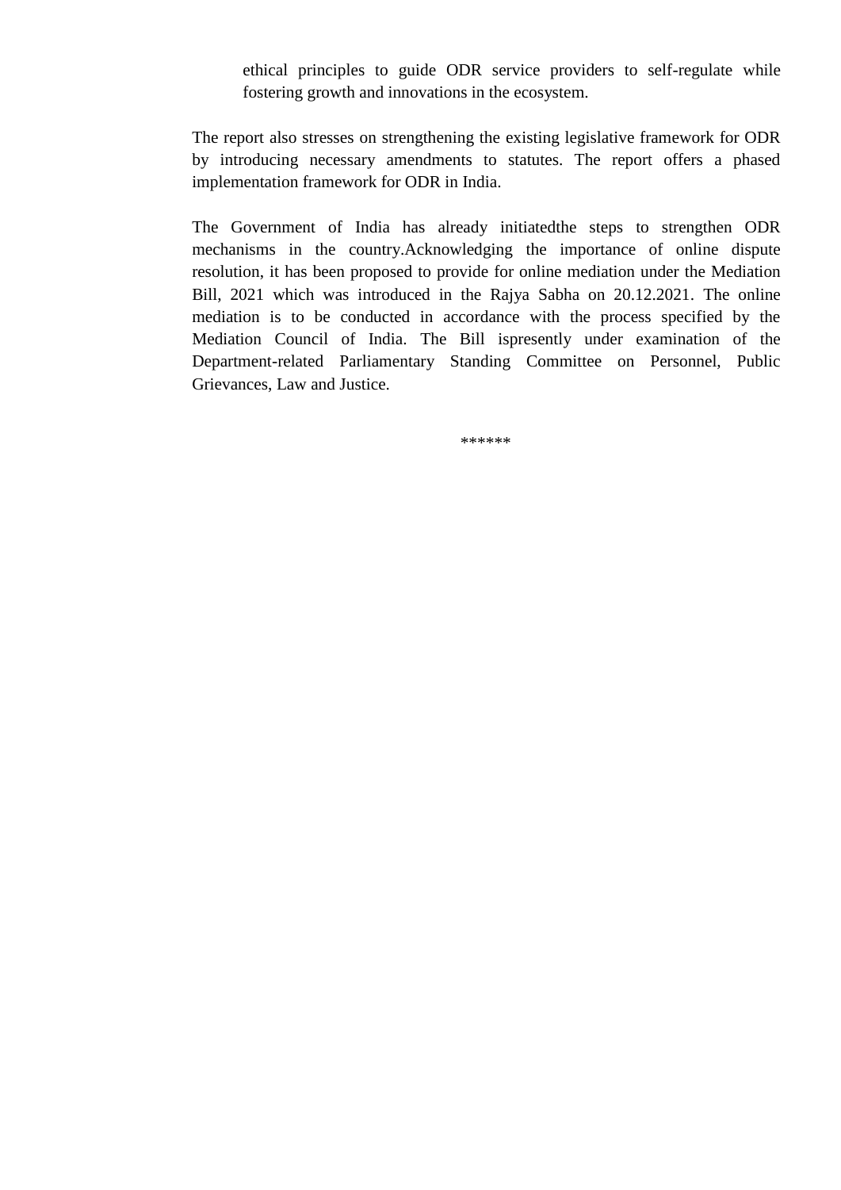ethical principles to guide ODR service providers to self-regulate while fostering growth and innovations in the ecosystem.

The report also stresses on strengthening the existing legislative framework for ODR by introducing necessary amendments to statutes. The report offers a phased implementation framework for ODR in India.

The Government of India has already initiatedthe steps to strengthen ODR mechanisms in the country.Acknowledging the importance of online dispute resolution, it has been proposed to provide for online mediation under the Mediation Bill, 2021 which was introduced in the Rajya Sabha on 20.12.2021. The online mediation is to be conducted in accordance with the process specified by the Mediation Council of India. The Bill ispresently under examination of the Department-related Parliamentary Standing Committee on Personnel, Public Grievances, Law and Justice.

******